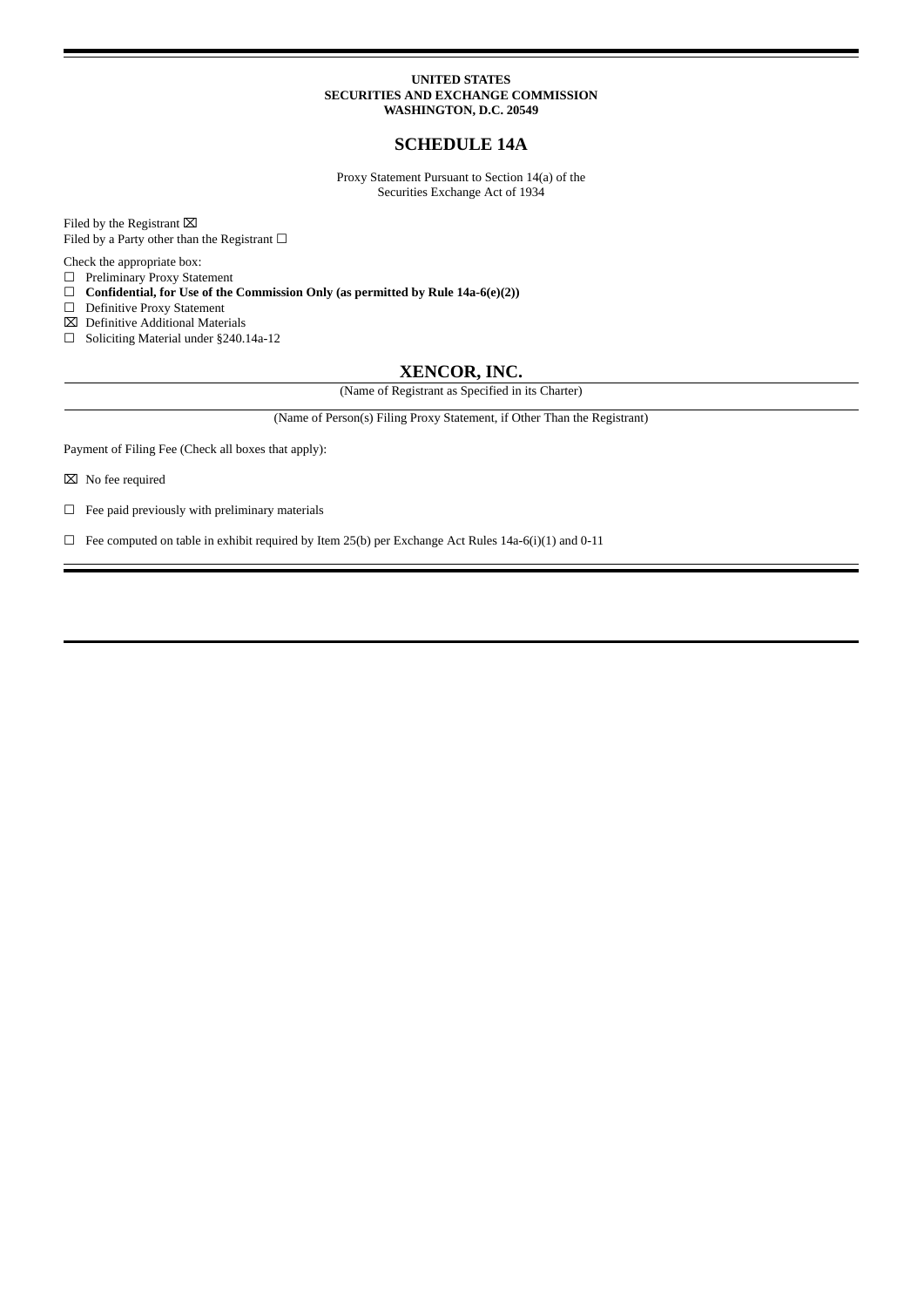**UNITED STATES**
**SECURITIES AND EXCHANGE COMMISSION**
**WASHINGTON, D.C. 20549**

# SCHEDULE 14A

Proxy Statement Pursuant to Section 14(a) of the
Securities Exchange Act of 1934

Filed by the Registrant ☒
Filed by a Party other than the Registrant ☐

Check the appropriate box:

☐ Preliminary Proxy Statement
☐ **Confidential, for Use of the Commission Only (as permitted by Rule 14a-6(e)(2))**
☐ Definitive Proxy Statement
☒ Definitive Additional Materials
☐ Soliciting Material under §240.14a-12

## XENCOR, INC.

(Name of Registrant as Specified in its Charter)

(Name of Person(s) Filing Proxy Statement, if Other Than the Registrant)

Payment of Filing Fee (Check all boxes that apply):

☒ No fee required

☐ Fee paid previously with preliminary materials

☐ Fee computed on table in exhibit required by Item 25(b) per Exchange Act Rules 14a-6(i)(1) and 0-11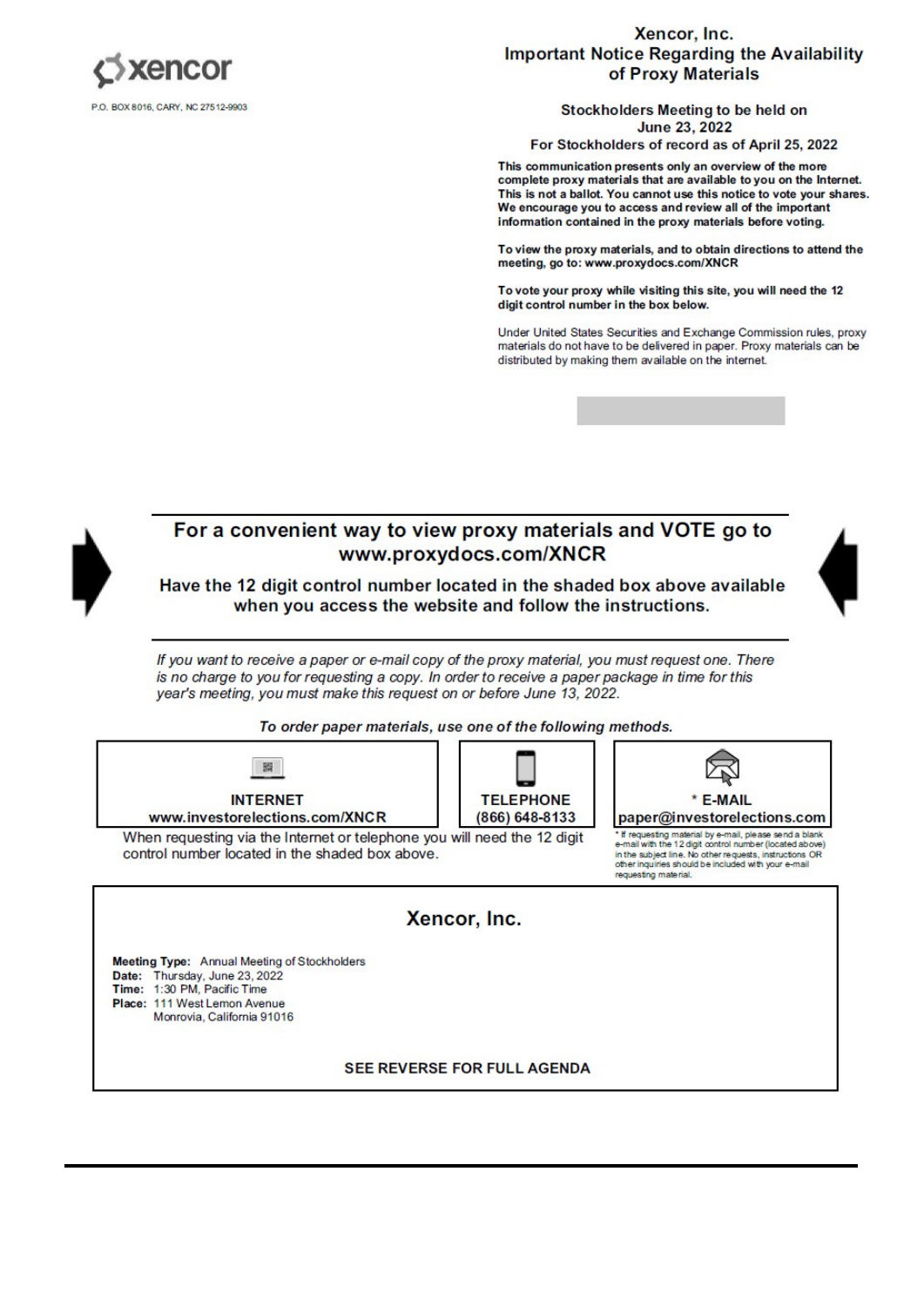xencor

P.O. BOX 8016, CARY, NC 27512-9903

## Xencor, Inc.
## Important Notice Regarding the Availability of Proxy Materials

**Stockholders Meeting to be held on June 23, 2022**

**For Stockholders of record as of April 25, 2022**

**This communication presents only an overview of the more complete proxy materials that are available to you on the Internet. This is not a ballot. You cannot use this notice to vote your shares. We encourage you to access and review all of the important information contained in the proxy materials before voting.**

**To view the proxy materials, and to obtain directions to attend the meeting, go to: www.proxydocs.com/XNCR**

**To vote your proxy while visiting this site, you will need the 12 digit control number in the box below.**

Under United States Securities and Exchange Commission rules, proxy materials do not have to be delivered in paper. Proxy materials can be distributed by making them available on the internet.

## For a convenient way to view proxy materials and VOTE go to www.proxydocs.com/XNCR

**Have the 12 digit control number located in the shaded box above available when you access the website and follow the instructions.**

*If you want to receive a paper or e-mail copy of the proxy material, you must request one. There is no charge to you for requesting a copy. In order to receive a paper package in time for this year's meeting, you must make this request on or before June 13, 2022.*

***To order paper materials, use one of the following methods.***

| INTERNET | TELEPHONE | * E-MAIL |
|---|---|---|
| www.investorelections.com/XNCR | (866) 648-8133 | paper@investorelections.com |

When requesting via the Internet or telephone you will need the 12 digit control number located in the shaded box above.

\* If requesting material by e-mail, please send a blank e-mail with the 12 digit control number (located above) in the subject line. No other requests, instructions OR other inquiries should be included with your e-mail requesting material.

### Xencor, Inc.

**Meeting Type:** Annual Meeting of Stockholders
**Date:** Thursday, June 23, 2022
**Time:** 1:30 PM, Pacific Time
**Place:** 111 West Lemon Avenue
Monrovia, California 91016

**SEE REVERSE FOR FULL AGENDA**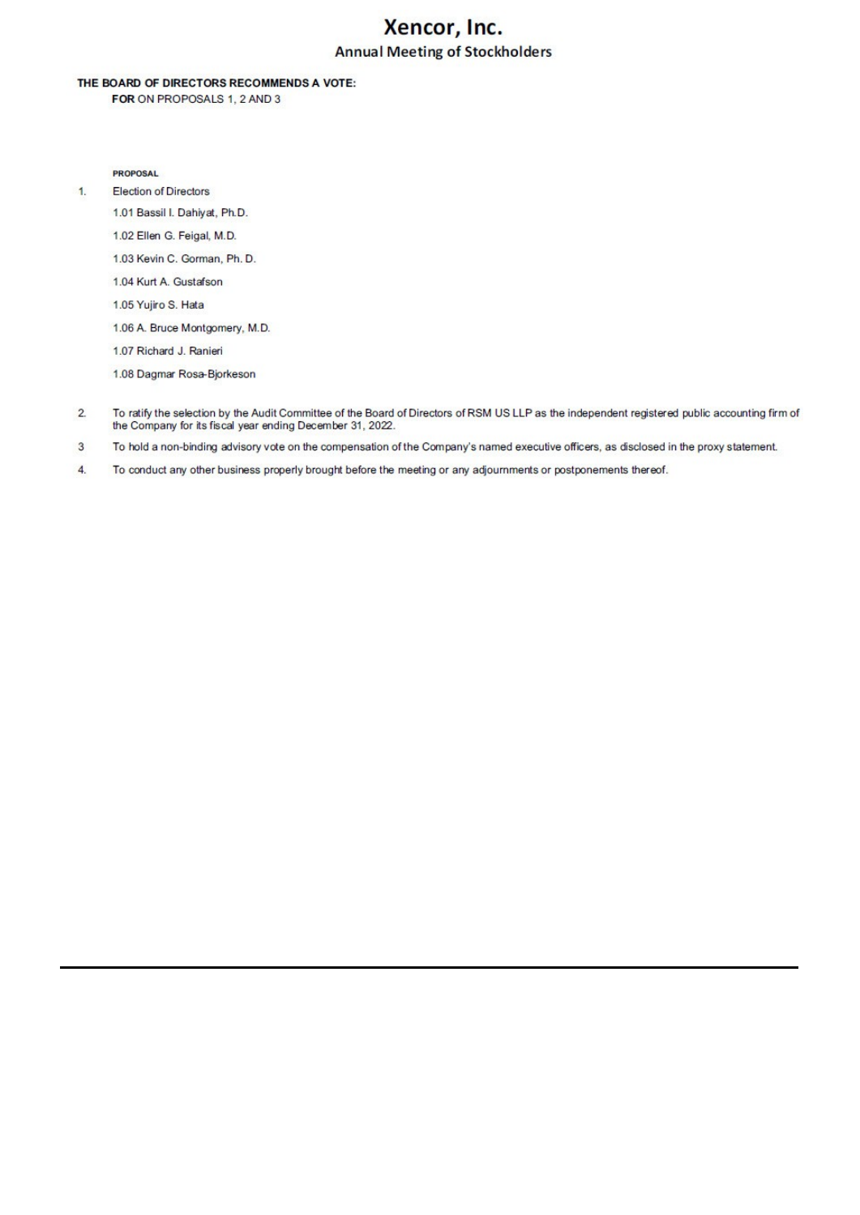# Xencor, Inc.

## Annual Meeting of Stockholders

**THE BOARD OF DIRECTORS RECOMMENDS A VOTE:**

**FOR** ON PROPOSALS 1, 2 AND 3

**PROPOSAL**

1. Election of Directors

   1.01 Bassil I. Dahiyat, Ph.D.

   1.02 Ellen G. Feigal, M.D.

   1.03 Kevin C. Gorman, Ph. D.

   1.04 Kurt A. Gustafson

   1.05 Yujiro S. Hata

   1.06 A. Bruce Montgomery, M.D.

   1.07 Richard J. Ranieri

   1.08 Dagmar Rosa-Bjorkeson

2. To ratify the selection by the Audit Committee of the Board of Directors of RSM US LLP as the independent registered public accounting firm of the Company for its fiscal year ending December 31, 2022.

3 To hold a non-binding advisory vote on the compensation of the Company's named executive officers, as disclosed in the proxy statement.

4. To conduct any other business properly brought before the meeting or any adjournments or postponements thereof.